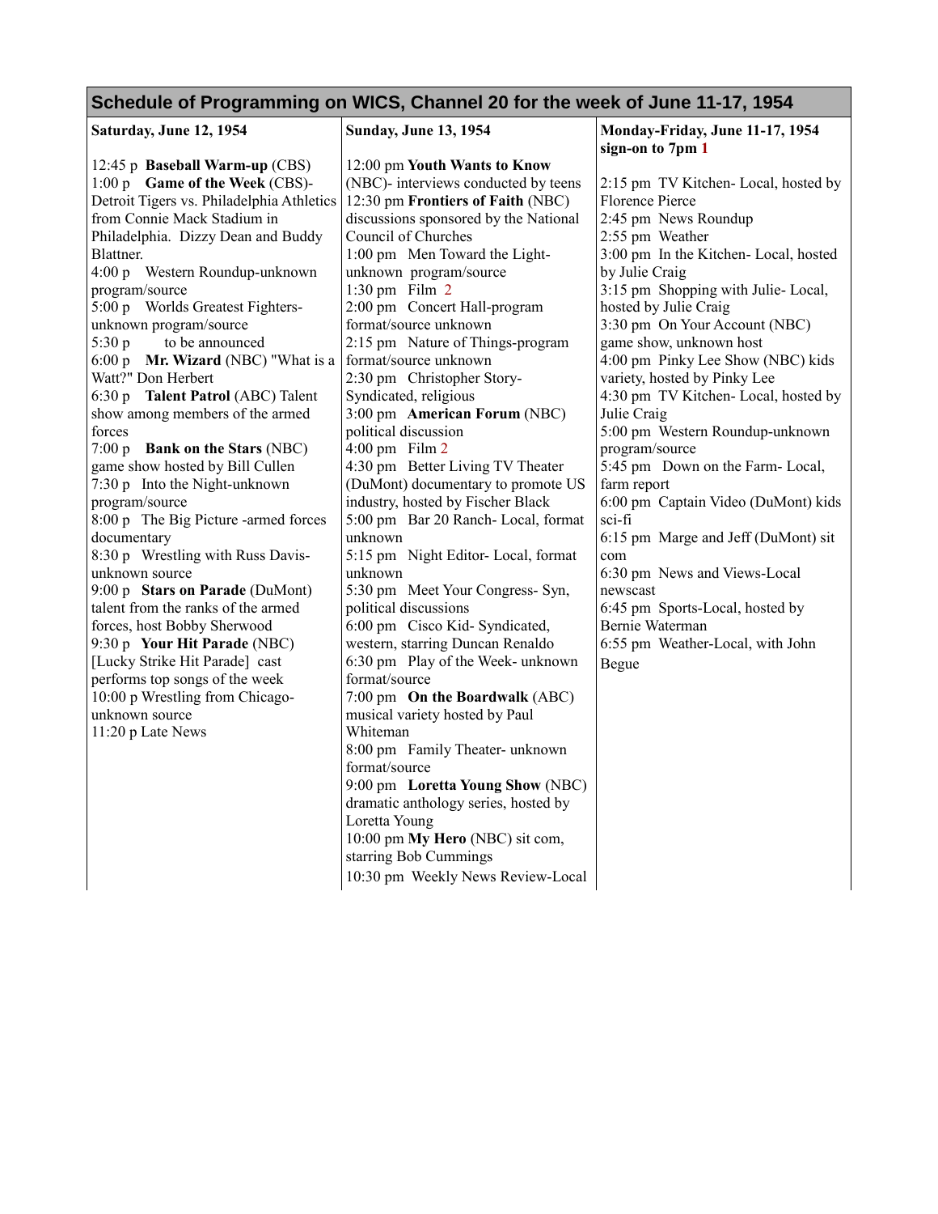## Schedule of Programming on WICS, Channel 20 for the week of June 11-17, 1954

### Saturday, June 12, 1954

12:45 p **Baseball Warm-up** (CBS)
1:00 p **Game of the Week** (CBS)- Detroit Tigers vs. Philadelphia Athletics from Connie Mack Stadium in Philadelphia. Dizzy Dean and Buddy Blattner.
4:00 p Western Roundup-unknown program/source
5:00 p Worlds Greatest Fighters- unknown program/source
5:30 p to be announced
6:00 p **Mr. Wizard** (NBC) "What is a Watt?" Don Herbert
6:30 p **Talent Patrol** (ABC) Talent show among members of the armed forces
7:00 p **Bank on the Stars** (NBC) game show hosted by Bill Cullen
7:30 p Into the Night-unknown program/source
8:00 p The Big Picture -armed forces documentary
8:30 p Wrestling with Russ Davis- unknown source
9:00 p **Stars on Parade** (DuMont) talent from the ranks of the armed forces, host Bobby Sherwood
9:30 p **Your Hit Parade** (NBC) [Lucky Strike Hit Parade] cast performs top songs of the week
10:00 p Wrestling from Chicago- unknown source
11:20 p Late News

### Sunday, June 13, 1954

12:00 pm **Youth Wants to Know** (NBC)- interviews conducted by teens
12:30 pm **Frontiers of Faith** (NBC) discussions sponsored by the National Council of Churches
1:00 pm Men Toward the Light- unknown program/source
1:30 pm Film 2
2:00 pm Concert Hall-program format/source unknown
2:15 pm Nature of Things-program format/source unknown
2:30 pm Christopher Story- Syndicated, religious
3:00 pm **American Forum** (NBC) political discussion
4:00 pm Film 2
4:30 pm Better Living TV Theater (DuMont) documentary to promote US industry, hosted by Fischer Black
5:00 pm Bar 20 Ranch- Local, format unknown
5:15 pm Night Editor- Local, format unknown
5:30 pm Meet Your Congress- Syn, political discussions
6:00 pm Cisco Kid- Syndicated, western, starring Duncan Renaldo
6:30 pm Play of the Week- unknown format/source
7:00 pm **On the Boardwalk** (ABC) musical variety hosted by Paul Whiteman
8:00 pm Family Theater- unknown format/source
9:00 pm **Loretta Young Show** (NBC) dramatic anthology series, hosted by Loretta Young
10:00 pm **My Hero** (NBC) sit com, starring Bob Cummings
10:30 pm Weekly News Review-Local

### Monday-Friday, June 11-17, 1954 sign-on to 7pm 1

2:15 pm TV Kitchen- Local, hosted by Florence Pierce
2:45 pm News Roundup
2:55 pm Weather
3:00 pm In the Kitchen- Local, hosted by Julie Craig
3:15 pm Shopping with Julie- Local, hosted by Julie Craig
3:30 pm On Your Account (NBC) game show, unknown host
4:00 pm Pinky Lee Show (NBC) kids variety, hosted by Pinky Lee
4:30 pm TV Kitchen- Local, hosted by Julie Craig
5:00 pm Western Roundup-unknown program/source
5:45 pm Down on the Farm- Local, farm report
6:00 pm Captain Video (DuMont) kids sci-fi
6:15 pm Marge and Jeff (DuMont) sit com
6:30 pm News and Views-Local newscast
6:45 pm Sports-Local, hosted by Bernie Waterman
6:55 pm Weather-Local, with John Begue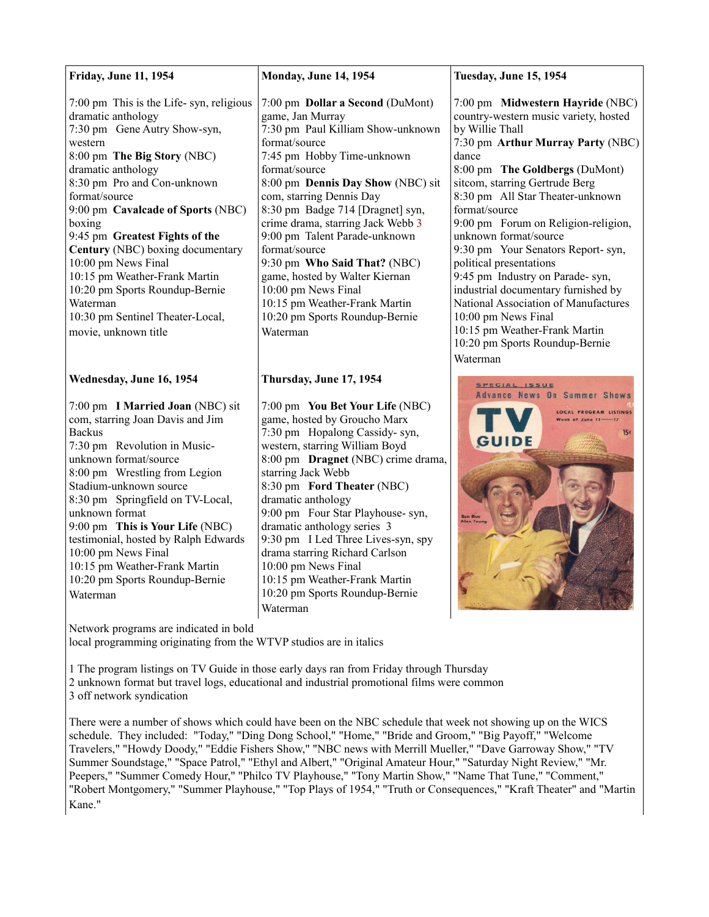**Friday, June 11, 1954**

7:00 pm This is the Life- syn, religious dramatic anthology
7:30 pm Gene Autry Show-syn, western
8:00 pm **The Big Story** (NBC) dramatic anthology
8:30 pm Pro and Con-unknown format/source
9:00 pm **Cavalcade of Sports** (NBC) boxing
9:45 pm **Greatest Fights of the Century** (NBC) boxing documentary
10:00 pm News Final
10:15 pm Weather-Frank Martin
10:20 pm Sports Roundup-Bernie Waterman
10:30 pm Sentinel Theater-Local, movie, unknown title

**Monday, June 14, 1954**

7:00 pm **Dollar a Second** (DuMont) game, Jan Murray
7:30 pm Paul Killiam Show-unknown format/source
7:45 pm Hobby Time-unknown format/source
8:00 pm **Dennis Day Show** (NBC) sit com, starring Dennis Day
8:30 pm Badge 714 [Dragnet] syn, crime drama, starring Jack Webb 3
9:00 pm Talent Parade-unknown format/source
9:30 pm **Who Said That?** (NBC) game, hosted by Walter Kiernan
10:00 pm News Final
10:15 pm Weather-Frank Martin
10:20 pm Sports Roundup-Bernie Waterman

**Tuesday, June 15, 1954**

7:00 pm **Midwestern Hayride** (NBC) country-western music variety, hosted by Willie Thall
7:30 pm **Arthur Murray Party** (NBC) dance
8:00 pm **The Goldbergs** (DuMont) sitcom, starring Gertrude Berg
8:30 pm All Star Theater-unknown format/source
9:00 pm Forum on Religion-religion, unknown format/source
9:30 pm Your Senators Report- syn, political presentations
9:45 pm Industry on Parade- syn, industrial documentary furnished by National Association of Manufactures
10:00 pm News Final
10:15 pm Weather-Frank Martin
10:20 pm Sports Roundup-Bernie Waterman

**Wednesday, June 16, 1954**

7:00 pm **I Married Joan** (NBC) sit com, starring Joan Davis and Jim Backus
7:30 pm Revolution in Music-unknown format/source
8:00 pm Wrestling from Legion Stadium-unknown source
8:30 pm Springfield on TV-Local, unknown format
9:00 pm **This is Your Life** (NBC) testimonial, hosted by Ralph Edwards
10:00 pm News Final
10:15 pm Weather-Frank Martin
10:20 pm Sports Roundup-Bernie Waterman

**Thursday, June 17, 1954**

7:00 pm **You Bet Your Life** (NBC) game, hosted by Groucho Marx
7:30 pm Hopalong Cassidy- syn, western, starring William Boyd
8:00 pm **Dragnet** (NBC) crime drama, starring Jack Webb
8:30 pm **Ford Theater** (NBC) dramatic anthology
9:00 pm Four Star Playhouse- syn, dramatic anthology series 3
9:30 pm I Led Three Lives-syn, spy drama starring Richard Carlson
10:00 pm News Final
10:15 pm Weather-Frank Martin
10:20 pm Sports Roundup-Bernie Waterman

Network programs are indicated in bold
local programming originating from the WTVP studios are in italics

1 The program listings on TV Guide in those early days ran from Friday through Thursday
2 unknown format but travel logs, educational and industrial promotional films were common
3 off network syndication

There were a number of shows which could have been on the NBC schedule that week not showing up on the WICS schedule. They included: "Today," "Ding Dong School," "Home," "Bride and Groom," "Big Payoff," "Welcome Travelers," "Howdy Doody," "Eddie Fishers Show," "NBC news with Merrill Mueller," "Dave Garroway Show," "TV Summer Soundstage," "Space Patrol," "Ethyl and Albert," "Original Amateur Hour," "Saturday Night Review," "Mr. Peepers," "Summer Comedy Hour," "Philco TV Playhouse," "Tony Martin Show," "Name That Tune," "Comment," "Robert Montgomery," "Summer Playhouse," "Top Plays of 1954," "Truth or Consequences," "Kraft Theater" and "Martin Kane."